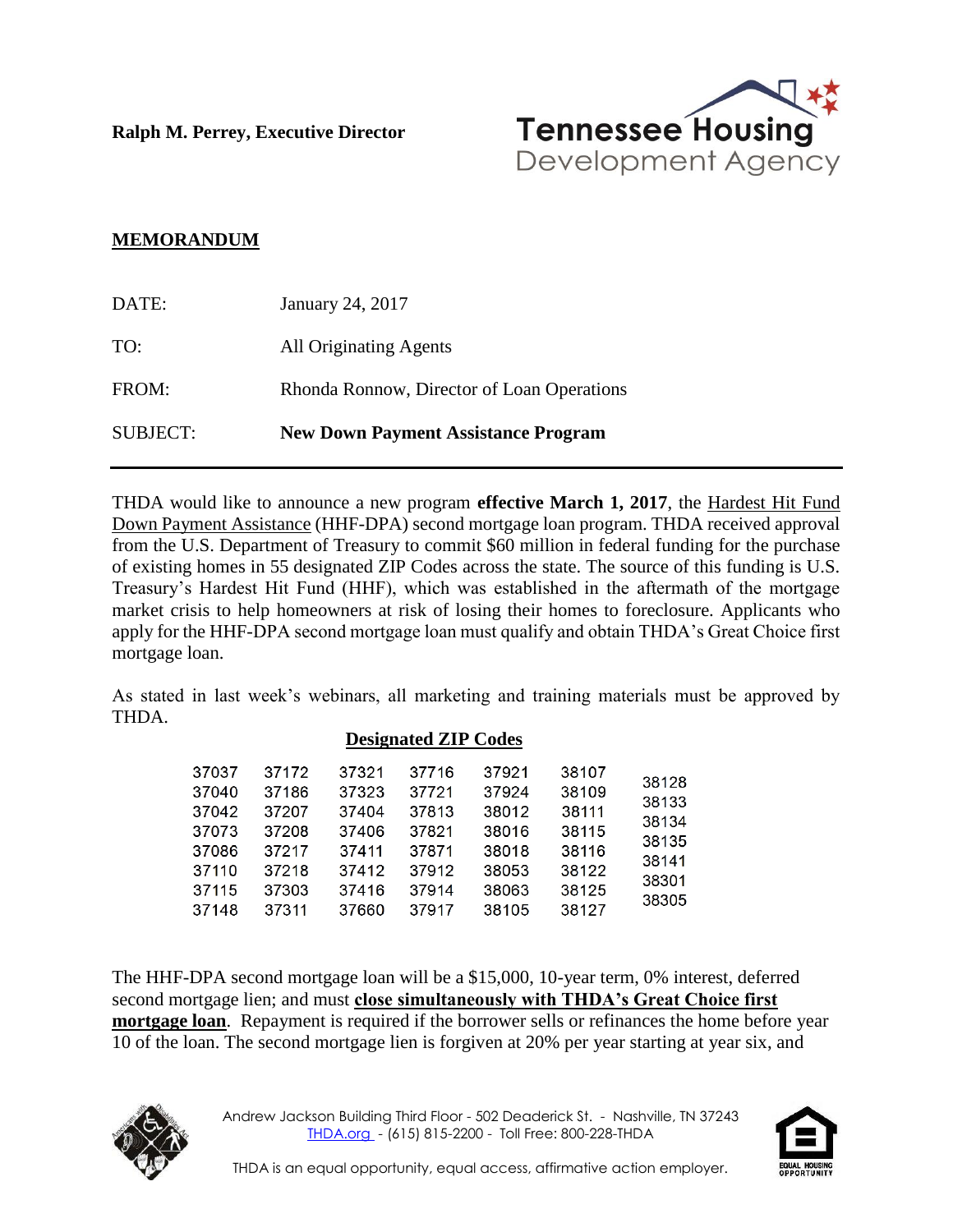**Ralph M. Perrey, Executive Director**

Tennessee Housing Development Agency

**MEMORANDUM**

| | |
|---|---|
| DATE: | January 24, 2017 |
| TO: | All Originating Agents |
| FROM: | Rhonda Ronnow, Director of Loan Operations |
| SUBJECT: | **New Down Payment Assistance Program** |

THDA would like to announce a new program **effective March 1, 2017**, the Hardest Hit Fund Down Payment Assistance (HHF-DPA) second mortgage loan program. THDA received approval from the U.S. Department of Treasury to commit $60 million in federal funding for the purchase of existing homes in 55 designated ZIP Codes across the state. The source of this funding is U.S. Treasury's Hardest Hit Fund (HHF), which was established in the aftermath of the mortgage market crisis to help homeowners at risk of losing their homes to foreclosure. Applicants who apply for the HHF-DPA second mortgage loan must qualify and obtain THDA's Great Choice first mortgage loan.

As stated in last week's webinars, all marketing and training materials must be approved by THDA.

**Designated ZIP Codes**

| | | | | | | |
|---|---|---|---|---|---|---|
| 37037 | 37172 | 37321 | 37716 | 37921 | 38107 | 38128 |
| 37040 | 37186 | 37323 | 37721 | 37924 | 38109 | 38133 |
| 37042 | 37207 | 37404 | 37813 | 38012 | 38111 | 38134 |
| 37073 | 37208 | 37406 | 37821 | 38016 | 38115 | 38135 |
| 37086 | 37217 | 37411 | 37871 | 38018 | 38116 | 38141 |
| 37110 | 37218 | 37412 | 37912 | 38053 | 38122 | 38301 |
| 37115 | 37303 | 37416 | 37914 | 38063 | 38125 | 38305 |
| 37148 | 37311 | 37660 | 37917 | 38105 | 38127 | |

The HHF-DPA second mortgage loan will be a $15,000, 10-year term, 0% interest, deferred second mortgage lien; and must **close simultaneously with THDA's Great Choice first mortgage loan**. Repayment is required if the borrower sells or refinances the home before year 10 of the loan. The second mortgage lien is forgiven at 20% per year starting at year six, and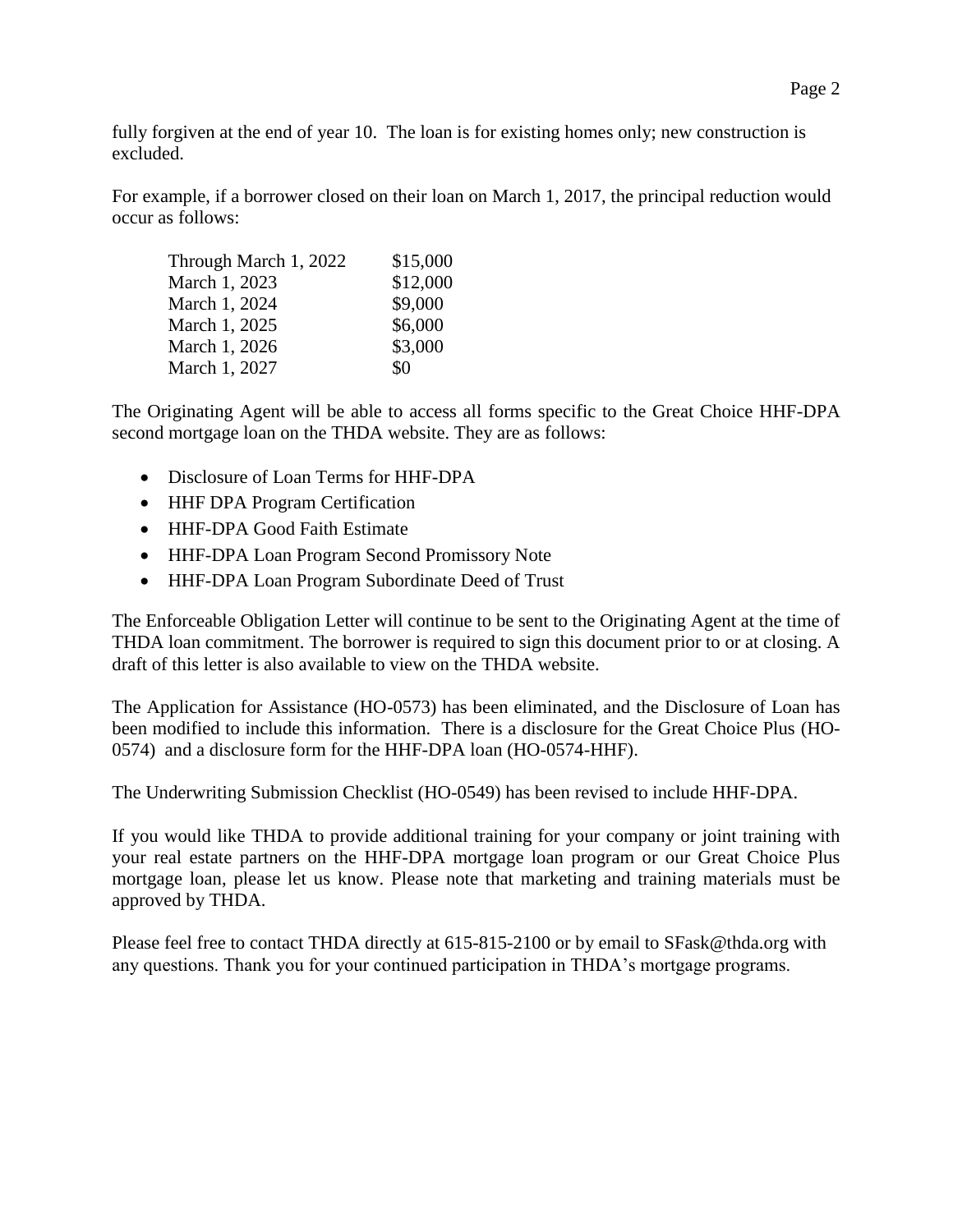fully forgiven at the end of year 10. The loan is for existing homes only; new construction is excluded.

For example, if a borrower closed on their loan on March 1, 2017, the principal reduction would occur as follows:

| | |
|---|---|
| Through March 1, 2022 | $15,000 |
| March 1, 2023 | $12,000 |
| March 1, 2024 | $9,000 |
| March 1, 2025 | $6,000 |
| March 1, 2026 | $3,000 |
| March 1, 2027 | $0 |

The Originating Agent will be able to access all forms specific to the Great Choice HHF-DPA second mortgage loan on the THDA website. They are as follows:

- Disclosure of Loan Terms for HHF-DPA
- HHF DPA Program Certification
- HHF-DPA Good Faith Estimate
- HHF-DPA Loan Program Second Promissory Note
- HHF-DPA Loan Program Subordinate Deed of Trust

The Enforceable Obligation Letter will continue to be sent to the Originating Agent at the time of THDA loan commitment. The borrower is required to sign this document prior to or at closing. A draft of this letter is also available to view on the THDA website.

The Application for Assistance (HO-0573) has been eliminated, and the Disclosure of Loan has been modified to include this information. There is a disclosure for the Great Choice Plus (HO-0574) and a disclosure form for the HHF-DPA loan (HO-0574-HHF).

The Underwriting Submission Checklist (HO-0549) has been revised to include HHF-DPA.

If you would like THDA to provide additional training for your company or joint training with your real estate partners on the HHF-DPA mortgage loan program or our Great Choice Plus mortgage loan, please let us know. Please note that marketing and training materials must be approved by THDA.

Please feel free to contact THDA directly at 615-815-2100 or by email to SFask@thda.org with any questions. Thank you for your continued participation in THDA's mortgage programs.